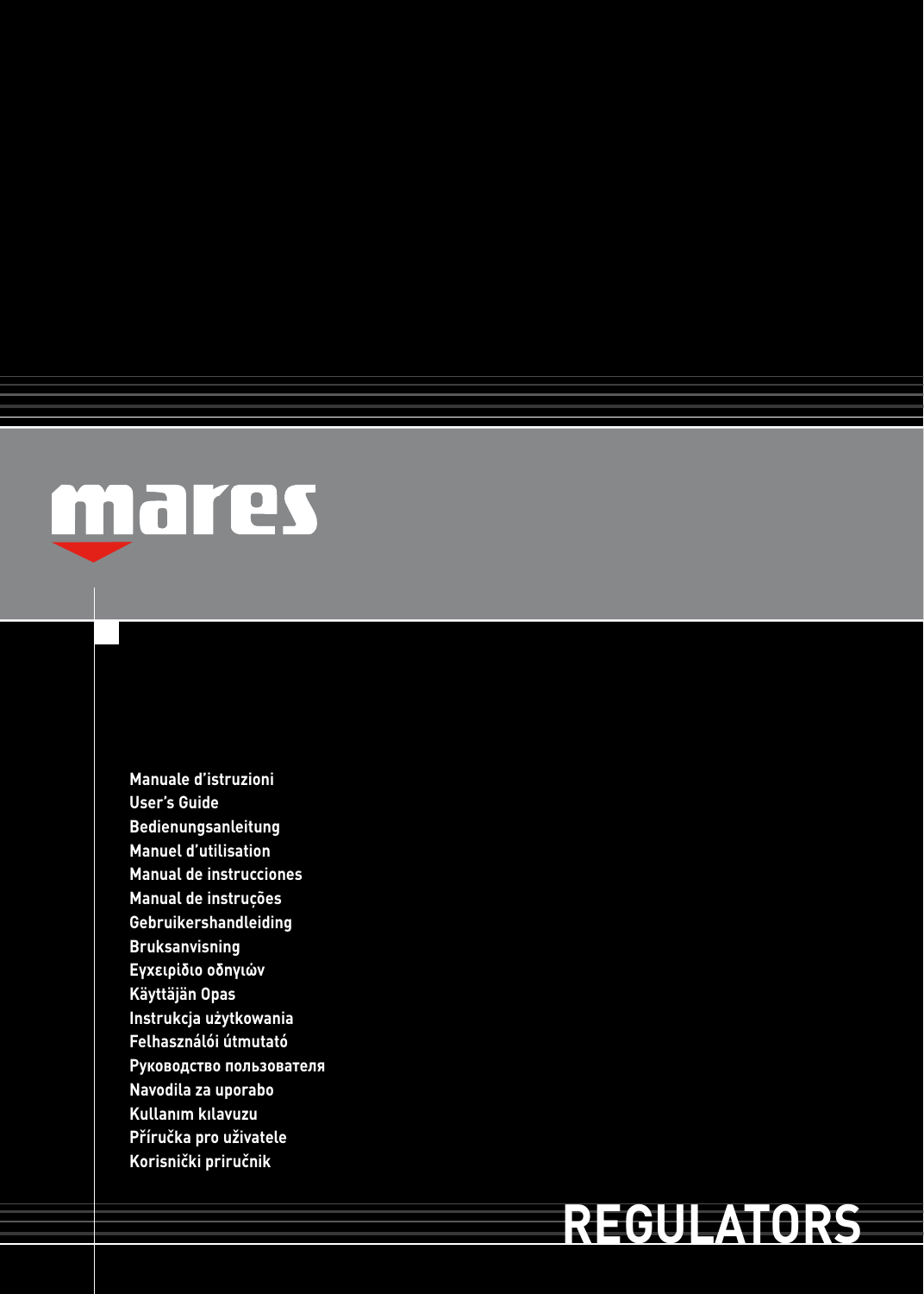mares

Manuale d'istruzioni
User's Guide
Bedienungsanleitung
Manuel d'utilisation
Manual de instrucciones
Manual de instruções
Gebruikershandleiding
Bruksanvisning
Εγχειρίδιο οδηγιών
Käyttäjän Opas
Instrukcja użytkowania
Felhasználói útmutató
Руководство пользователя
Navodila za uporabo
Kullanım kılavuzu
Příručka pro uživatele
Korisnički priručnik

# REGULATORS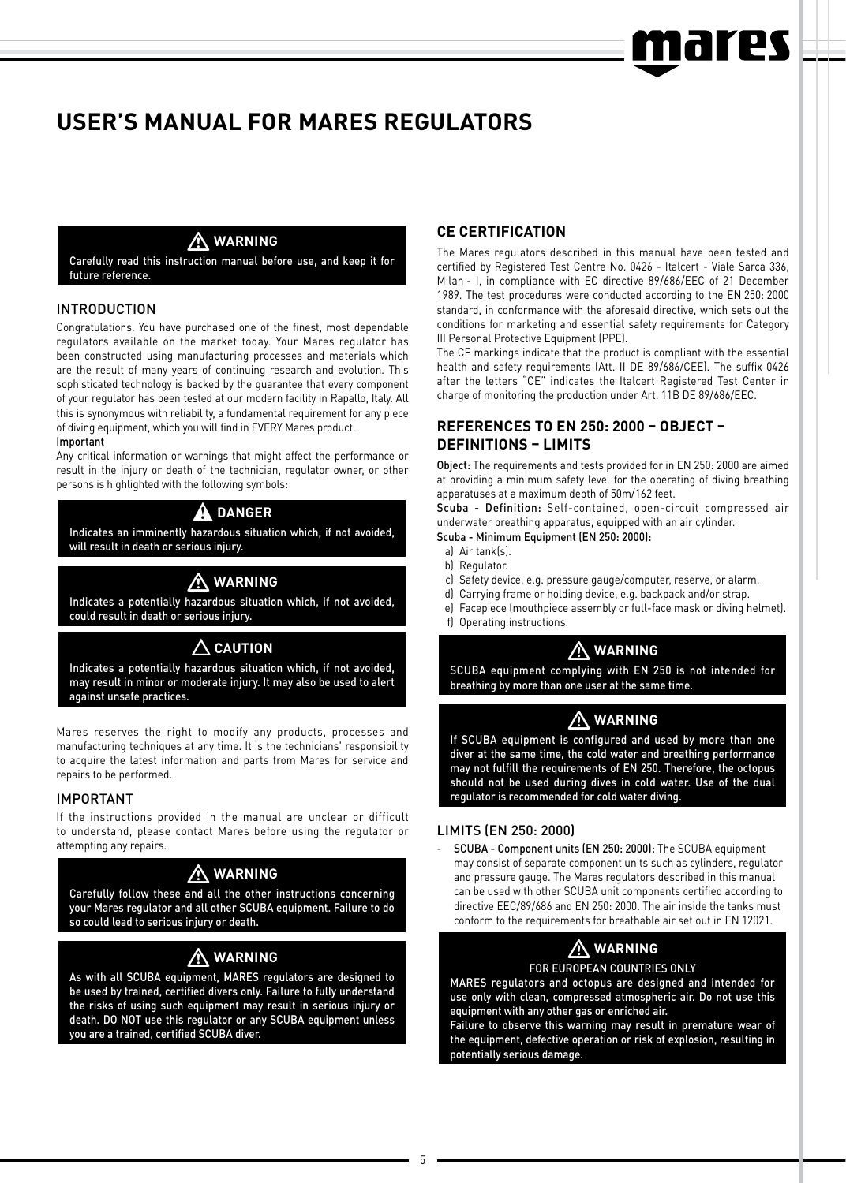# USER'S MANUAL FOR MARES REGULATORS

> ⚠ **WARNING**
>
> Carefully read this instruction manual before use, and keep it for future reference.

## INTRODUCTION

Congratulations. You have purchased one of the finest, most dependable regulators available on the market today. Your Mares regulator has been constructed using manufacturing processes and materials which are the result of many years of continuing research and evolution. This sophisticated technology is backed by the guarantee that every component of your regulator has been tested at our modern facility in Rapallo, Italy. All this is synonymous with reliability, a fundamental requirement for any piece of diving equipment, which you will find in EVERY Mares product.

**Important**

Any critical information or warnings that might affect the performance or result in the injury or death of the technician, regulator owner, or other persons is highlighted with the following symbols:

> ⚠ **DANGER**
>
> Indicates an imminently hazardous situation which, if not avoided, will result in death or serious injury.

> ⚠ **WARNING**
>
> Indicates a potentially hazardous situation which, if not avoided, could result in death or serious injury.

> ⚠ **CAUTION**
>
> Indicates a potentially hazardous situation which, if not avoided, may result in minor or moderate injury. It may also be used to alert against unsafe practices.

Mares reserves the right to modify any products, processes and manufacturing techniques at any time. It is the technicians' responsibility to acquire the latest information and parts from Mares for service and repairs to be performed.

## IMPORTANT

If the instructions provided in the manual are unclear or difficult to understand, please contact Mares before using the regulator or attempting any repairs.

> ⚠ **WARNING**
>
> Carefully follow these and all the other instructions concerning your Mares regulator and all other SCUBA equipment. Failure to do so could lead to serious injury or death.

> ⚠ **WARNING**
>
> As with all SCUBA equipment, MARES regulators are designed to be used by trained, certified divers only. Failure to fully understand the risks of using such equipment may result in serious injury or death. DO NOT use this regulator or any SCUBA equipment unless you are a trained, certified SCUBA diver.

## CE CERTIFICATION

The Mares regulators described in this manual have been tested and certified by Registered Test Centre No. 0426 - Italcert - Viale Sarca 336, Milan - I, in compliance with EC directive 89/686/EEC of 21 December 1989. The test procedures were conducted according to the EN 250: 2000 standard, in conformance with the aforesaid directive, which sets out the conditions for marketing and essential safety requirements for Category III Personal Protective Equipment (PPE).

The CE markings indicate that the product is compliant with the essential health and safety requirements (Att. II DE 89/686/CEE). The suffix 0426 after the letters "CE" indicates the Italcert Registered Test Center in charge of monitoring the production under Art. 11B DE 89/686/EEC.

## REFERENCES TO EN 250: 2000 – OBJECT – DEFINITIONS – LIMITS

**Object:** The requirements and tests provided for in EN 250: 2000 are aimed at providing a minimum safety level for the operating of diving breathing apparatuses at a maximum depth of 50m/162 feet.

**Scuba - Definition:** Self-contained, open-circuit compressed air underwater breathing apparatus, equipped with an air cylinder.

**Scuba - Minimum Equipment (EN 250: 2000):**

a) Air tank(s).
b) Regulator.
c) Safety device, e.g. pressure gauge/computer, reserve, or alarm.
d) Carrying frame or holding device, e.g. backpack and/or strap.
e) Facepiece (mouthpiece assembly or full-face mask or diving helmet).
f) Operating instructions.

> ⚠ **WARNING**
>
> SCUBA equipment complying with EN 250 is not intended for breathing by more than one user at the same time.

> ⚠ **WARNING**
>
> If SCUBA equipment is configured and used by more than one diver at the same time, the cold water and breathing performance may not fulfill the requirements of EN 250. Therefore, the octopus should not be used during dives in cold water. Use of the dual regulator is recommended for cold water diving.

## LIMITS (EN 250: 2000)

- **SCUBA - Component units (EN 250: 2000):** The SCUBA equipment may consist of separate component units such as cylinders, regulator and pressure gauge. The Mares regulators described in this manual can be used with other SCUBA unit components certified according to directive EEC/89/686 and EN 250: 2000. The air inside the tanks must conform to the requirements for breathable air set out in EN 12021.

> ⚠ **WARNING**
>
> FOR EUROPEAN COUNTRIES ONLY
>
> MARES regulators and octopus are designed and intended for use only with clean, compressed atmospheric air. Do not use this equipment with any other gas or enriched air.
>
> Failure to observe this warning may result in premature wear of the equipment, defective operation or risk of explosion, resulting in potentially serious damage.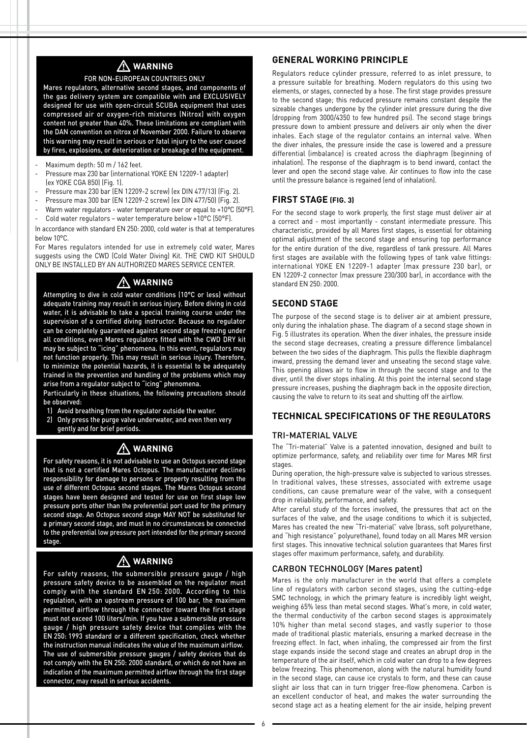## ⚠ WARNING

**FOR NON-EUROPEAN COUNTRIES ONLY**

**Mares regulators, alternative second stages, and components of the gas delivery system are compatible with and EXCLUSIVELY designed for use with open-circuit SCUBA equipment that uses compressed air or oxygen-rich mixtures (Nitrox) with oxygen content not greater than 40%. These limitations are compliant with the DAN convention on nitrox of November 2000. Failure to observe this warning may result in serious or fatal injury to the user caused by fires, explosions, or deterioration or breakage of the equipment.**

- Maximum depth: 50 m / 162 feet.
- Pressure max 230 bar (international YOKE EN 12209-1 adapter) (ex YOKE CGA 850) (Fig. 1).
- Pressure max 230 bar (EN 12209-2 screw) (ex DIN 477/13) (Fig. 2).
- Pressure max 300 bar (EN 12209-2 screw) (ex DIN 477/50) (Fig. 2).
- Warm water regulators - water temperature over or equal to +10°C (50°F).
- Cold water regulators – water temperature below +10°C (50°F).

In accordance with standard EN 250: 2000, cold water is that at temperatures below 10°C.

For Mares regulators intended for use in extremely cold water, Mares suggests using the CWD (Cold Water Diving) Kit. THE CWD KIT SHOULD ONLY BE INSTALLED BY AN AUTHORIZED MARES SERVICE CENTER.

## ⚠ WARNING

**Attempting to dive in cold water conditions (10°C or less) without adequate training may result in serious injury. Before diving in cold water, it is advisable to take a special training course under the supervision of a certified diving instructor. Because no regulator can be completely guaranteed against second stage freezing under all conditions, even Mares regulators fitted with the CWD DRY kit may be subject to "icing" phenomena. In this event, regulators may not function properly. This may result in serious injury. Therefore, to minimize the potential hazards, it is essential to be adequately trained in the prevention and handling of the problems which may arise from a regulator subject to "icing" phenomena.**

**Particularly in these situations, the following precautions should be observed:**

1) **Avoid breathing from the regulator outside the water.**
2) **Only press the purge valve underwater, and even then very gently and for brief periods.**

## ⚠ WARNING

**For safety reasons, it is not advisable to use an Octopus second stage that is not a certified Mares Octopus. The manufacturer declines responsibility for damage to persons or property resulting from the use of different Octopus second stages. The Mares Octopus second stages have been designed and tested for use on first stage low pressure ports other than the preferential port used for the primary second stage. An Octopus second stage MAY NOT be substituted for a primary second stage, and must in no circumstances be connected to the preferential low pressure port intended for the primary second stage.**

## ⚠ WARNING

**For safety reasons, the submersible pressure gauge / high pressure safety device to be assembled on the regulator must comply with the standard EN 250: 2000. According to this regulation, with an upstream pressure of 100 bar, the maximum permitted airflow through the connector toward the first stage must not exceed 100 liters/min. If you have a submersible pressure gauge / high pressure safety device that complies with the EN 250: 1993 standard or a different specification, check whether the instruction manual indicates the value of the maximum airflow. The use of submersible pressure gauges / safety devices that do not comply with the EN 250: 2000 standard, or which do not have an indication of the maximum permitted airflow through the first stage connector, may result in serious accidents.**

## GENERAL WORKING PRINCIPLE

Regulators reduce cylinder pressure, referred to as inlet pressure, to a pressure suitable for breathing. Modern regulators do this using two elements, or stages, connected by a hose. The first stage provides pressure to the second stage; this reduced pressure remains constant despite the sizeable changes undergone by the cylinder inlet pressure during the dive (dropping from 3000/4350 to few hundred psi). The second stage brings pressure down to ambient pressure and delivers air only when the diver inhales. Each stage of the regulator contains an internal valve. When the diver inhales, the pressure inside the case is lowered and a pressure differential (imbalance) is created across the diaphragm (beginning of inhalation). The response of the diaphragm is to bend inward, contact the lever and open the second stage valve. Air continues to flow into the case until the pressure balance is regained (end of inhalation).

## FIRST STAGE (FIG. 3)

For the second stage to work properly, the first stage must deliver air at a correct and - most importantly - constant intermediate pressure. This characteristic, provided by all Mares first stages, is essential for obtaining optimal adjustment of the second stage and ensuring top performance for the entire duration of the dive, regardless of tank pressure. All Mares first stages are available with the following types of tank valve fittings: international YOKE EN 12209-1 adapter (max pressure 230 bar), or EN 12209-2 connector (max pressure 230/300 bar), in accordance with the standard EN 250: 2000.

## SECOND STAGE

The purpose of the second stage is to deliver air at ambient pressure, only during the inhalation phase. The diagram of a second stage shown in Fig. 5 illustrates its operation. When the diver inhales, the pressure inside the second stage decreases, creating a pressure difference (imbalance) between the two sides of the diaphragm. This pulls the flexible diaphragm inward, pressing the demand lever and unseating the second stage valve. This opening allows air to flow in through the second stage and to the diver, until the diver stops inhaling. At this point the internal second stage pressure increases, pushing the diaphragm back in the opposite direction, causing the valve to return to its seat and shutting off the airflow.

## TECHNICAL SPECIFICATIONS OF THE REGULATORS

### TRI-MATERIAL VALVE

The "Tri-material" Valve is a patented innovation, designed and built to optimize performance, safety, and reliability over time for Mares MR first stages.

During operation, the high-pressure valve is subjected to various stresses. In traditional valves, these stresses, associated with extreme usage conditions, can cause premature wear of the valve, with a consequent drop in reliability, performance, and safety.

After careful study of the forces involved, the pressures that act on the surfaces of the valve, and the usage conditions to which it is subjected, Mares has created the new "Tri-material" valve (brass, soft polyurethane, and "high resistance" polyurethane), found today on all Mares MR version first stages. This innovative technical solution guarantees that Mares first stages offer maximum performance, safety, and durability.

### CARBON TECHNOLOGY (Mares patent)

Mares is the only manufacturer in the world that offers a complete line of regulators with carbon second stages, using the cutting-edge SMC technology, in which the primary feature is incredibly light weight, weighing 65% less than metal second stages. What's more, in cold water, the thermal conductivity of the carbon second stages is approximately 10% higher than metal second stages, and vastly superior to those made of traditional plastic materials, ensuring a marked decrease in the freezing effect. In fact, when inhaling, the compressed air from the first stage expands inside the second stage and creates an abrupt drop in the temperature of the air itself, which in cold water can drop to a few degrees below freezing. This phenomenon, along with the natural humidity found in the second stage, can cause ice crystals to form, and these can cause slight air loss that can in turn trigger free-flow phenomena. Carbon is an excellent conductor of heat, and makes the water surrounding the second stage act as a heating element for the air inside, helping prevent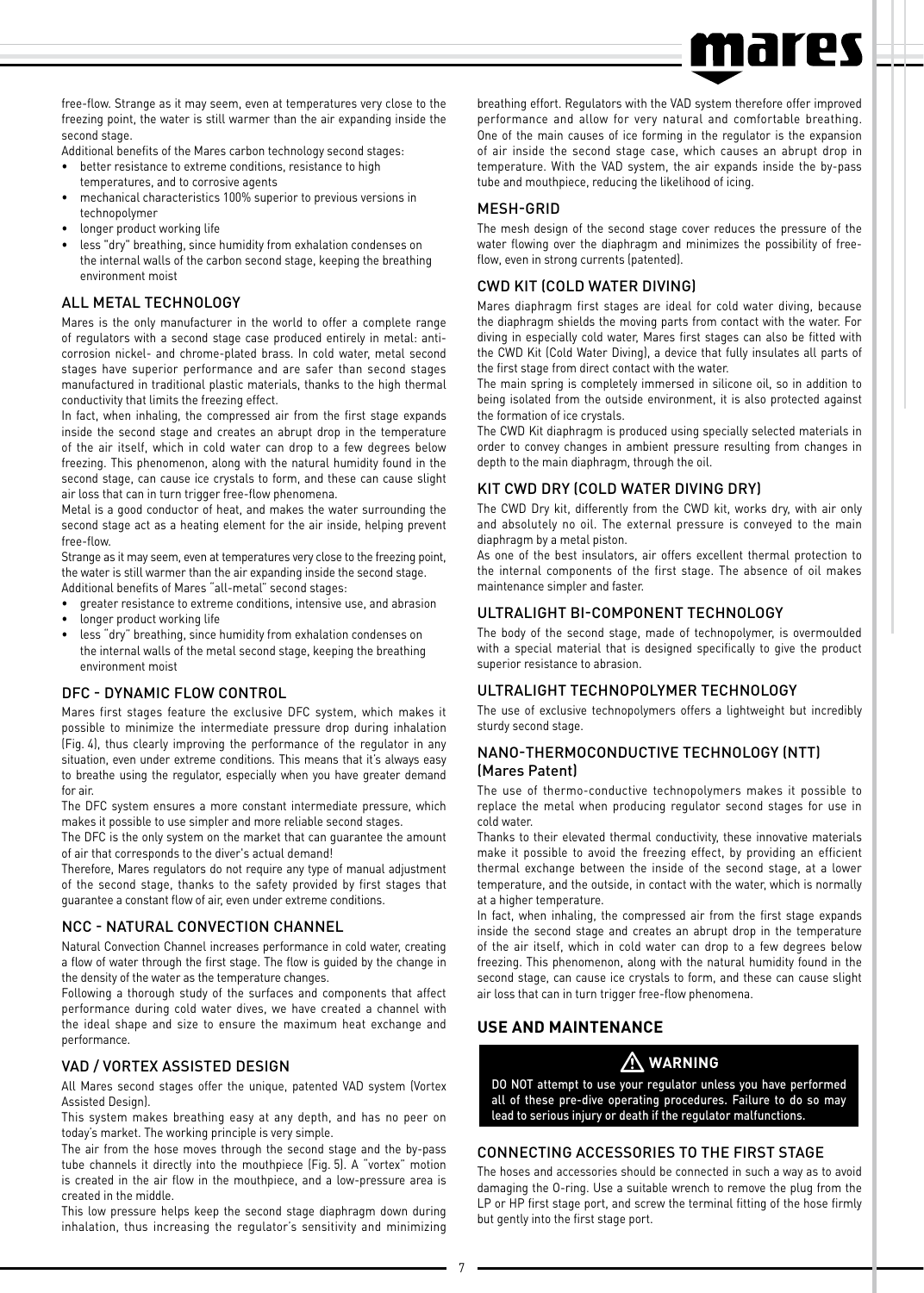free-flow. Strange as it may seem, even at temperatures very close to the freezing point, the water is still warmer than the air expanding inside the second stage.

Additional benefits of the Mares carbon technology second stages:

- better resistance to extreme conditions, resistance to high temperatures, and to corrosive agents
- mechanical characteristics 100% superior to previous versions in technopolymer
- longer product working life
- less "dry" breathing, since humidity from exhalation condenses on the internal walls of the carbon second stage, keeping the breathing environment moist

### ALL METAL TECHNOLOGY

Mares is the only manufacturer in the world to offer a complete range of regulators with a second stage case produced entirely in metal: anti-corrosion nickel- and chrome-plated brass. In cold water, metal second stages have superior performance and are safer than second stages manufactured in traditional plastic materials, thanks to the high thermal conductivity that limits the freezing effect.

In fact, when inhaling, the compressed air from the first stage expands inside the second stage and creates an abrupt drop in the temperature of the air itself, which in cold water can drop to a few degrees below freezing. This phenomenon, along with the natural humidity found in the second stage, can cause ice crystals to form, and these can cause slight air loss that can in turn trigger free-flow phenomena.

Metal is a good conductor of heat, and makes the water surrounding the second stage act as a heating element for the air inside, helping prevent free-flow.

Strange as it may seem, even at temperatures very close to the freezing point, the water is still warmer than the air expanding inside the second stage.

Additional benefits of Mares "all-metal" second stages:

- greater resistance to extreme conditions, intensive use, and abrasion
- longer product working life
- less "dry" breathing, since humidity from exhalation condenses on the internal walls of the metal second stage, keeping the breathing environment moist

### DFC - DYNAMIC FLOW CONTROL

Mares first stages feature the exclusive DFC system, which makes it possible to minimize the intermediate pressure drop during inhalation (Fig. 4), thus clearly improving the performance of the regulator in any situation, even under extreme conditions. This means that it's always easy to breathe using the regulator, especially when you have greater demand for air.

The DFC system ensures a more constant intermediate pressure, which makes it possible to use simpler and more reliable second stages.

The DFC is the only system on the market that can guarantee the amount of air that corresponds to the diver's actual demand!

Therefore, Mares regulators do not require any type of manual adjustment of the second stage, thanks to the safety provided by first stages that guarantee a constant flow of air, even under extreme conditions.

### NCC - NATURAL CONVECTION CHANNEL

Natural Convection Channel increases performance in cold water, creating a flow of water through the first stage. The flow is guided by the change in the density of the water as the temperature changes.

Following a thorough study of the surfaces and components that affect performance during cold water dives, we have created a channel with the ideal shape and size to ensure the maximum heat exchange and performance.

### VAD / VORTEX ASSISTED DESIGN

All Mares second stages offer the unique, patented VAD system (Vortex Assisted Design).

This system makes breathing easy at any depth, and has no peer on today's market. The working principle is very simple.

The air from the hose moves through the second stage and the by-pass tube channels it directly into the mouthpiece (Fig. 5). A "vortex" motion is created in the air flow in the mouthpiece, and a low-pressure area is created in the middle.

This low pressure helps keep the second stage diaphragm down during inhalation, thus increasing the regulator's sensitivity and minimizing breathing effort. Regulators with the VAD system therefore offer improved performance and allow for very natural and comfortable breathing. One of the main causes of ice forming in the regulator is the expansion of air inside the second stage case, which causes an abrupt drop in temperature. With the VAD system, the air expands inside the by-pass tube and mouthpiece, reducing the likelihood of icing.

### MESH-GRID

The mesh design of the second stage cover reduces the pressure of the water flowing over the diaphragm and minimizes the possibility of free-flow, even in strong currents (patented).

### CWD KIT (COLD WATER DIVING)

Mares diaphragm first stages are ideal for cold water diving, because the diaphragm shields the moving parts from contact with the water. For diving in especially cold water, Mares first stages can also be fitted with the CWD Kit (Cold Water Diving), a device that fully insulates all parts of the first stage from direct contact with the water.

The main spring is completely immersed in silicone oil, so in addition to being isolated from the outside environment, it is also protected against the formation of ice crystals.

The CWD Kit diaphragm is produced using specially selected materials in order to convey changes in ambient pressure resulting from changes in depth to the main diaphragm, through the oil.

### KIT CWD DRY (COLD WATER DIVING DRY)

The CWD Dry kit, differently from the CWD kit, works dry, with air only and absolutely no oil. The external pressure is conveyed to the main diaphragm by a metal piston.

As one of the best insulators, air offers excellent thermal protection to the internal components of the first stage. The absence of oil makes maintenance simpler and faster.

### ULTRALIGHT BI-COMPONENT TECHNOLOGY

The body of the second stage, made of technopolymer, is overmoulded with a special material that is designed specifically to give the product superior resistance to abrasion.

### ULTRALIGHT TECHNOPOLYMER TECHNOLOGY

The use of exclusive technopolymers offers a lightweight but incredibly sturdy second stage.

### NANO-THERMOCONDUCTIVE TECHNOLOGY (NTT) (Mares Patent)

The use of thermo-conductive technopolymers makes it possible to replace the metal when producing regulator second stages for use in cold water.

Thanks to their elevated thermal conductivity, these innovative materials make it possible to avoid the freezing effect, by providing an efficient thermal exchange between the inside of the second stage, at a lower temperature, and the outside, in contact with the water, which is normally at a higher temperature.

In fact, when inhaling, the compressed air from the first stage expands inside the second stage and creates an abrupt drop in the temperature of the air itself, which in cold water can drop to a few degrees below freezing. This phenomenon, along with the natural humidity found in the second stage, can cause ice crystals to form, and these can cause slight air loss that can in turn trigger free-flow phenomena.

## USE AND MAINTENANCE

**⚠ WARNING**

**DO NOT attempt to use your regulator unless you have performed all of these pre-dive operating procedures. Failure to do so may lead to serious injury or death if the regulator malfunctions.**

### CONNECTING ACCESSORIES TO THE FIRST STAGE

The hoses and accessories should be connected in such a way as to avoid damaging the O-ring. Use a suitable wrench to remove the plug from the LP or HP first stage port, and screw the terminal fitting of the hose firmly but gently into the first stage port.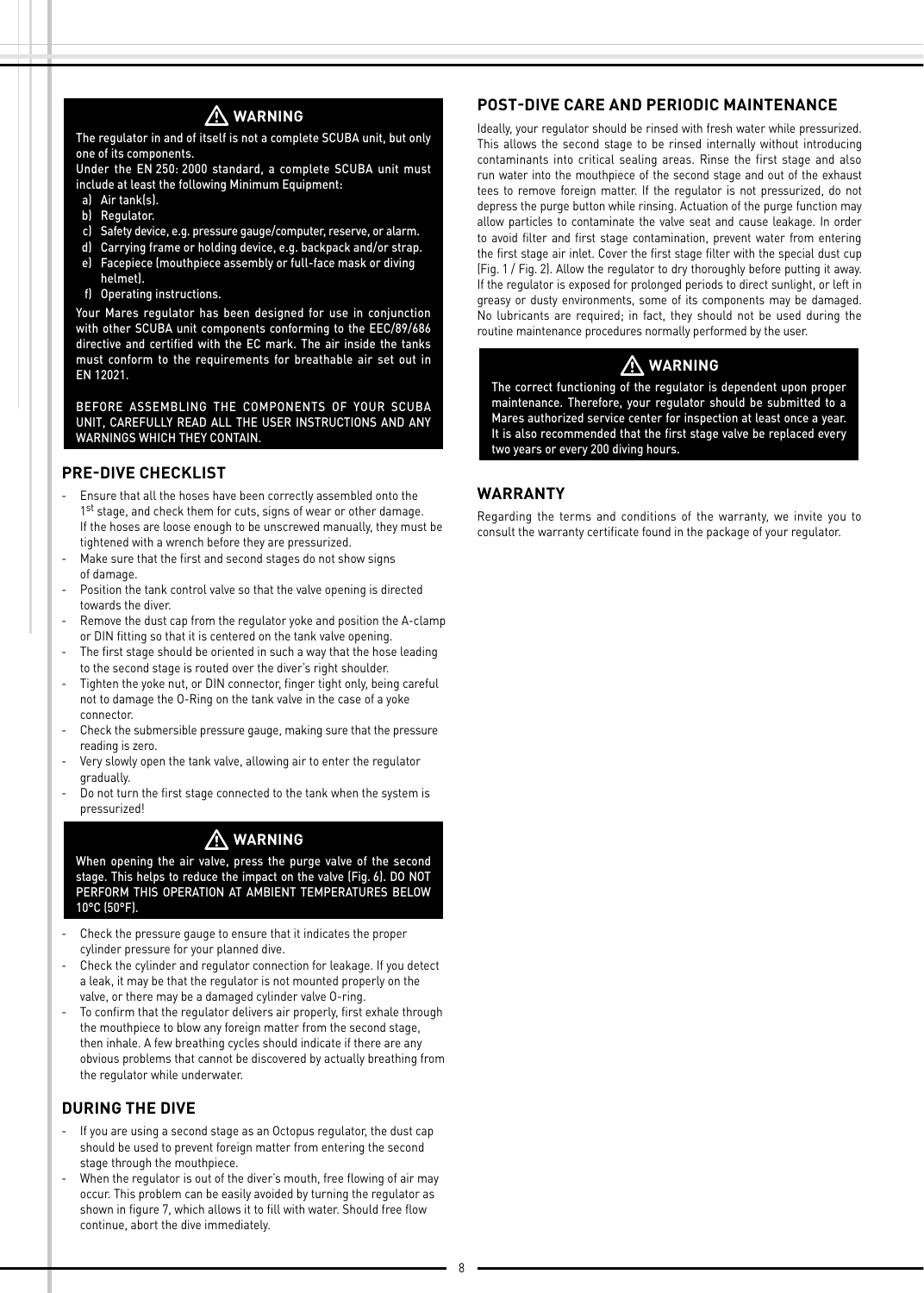## ⚠ WARNING

The regulator in and of itself is not a complete SCUBA unit, but only one of its components.

Under the EN 250: 2000 standard, a complete SCUBA unit must include at least the following Minimum Equipment:

a) Air tank(s).
b) Regulator.
c) Safety device, e.g. pressure gauge/computer, reserve, or alarm.
d) Carrying frame or holding device, e.g. backpack and/or strap.
e) Facepiece (mouthpiece assembly or full-face mask or diving helmet).
f) Operating instructions.

Your Mares regulator has been designed for use in conjunction with other SCUBA unit components conforming to the EEC/89/686 directive and certified with the EC mark. The air inside the tanks must conform to the requirements for breathable air set out in EN 12021.

BEFORE ASSEMBLING THE COMPONENTS OF YOUR SCUBA UNIT, CAREFULLY READ ALL THE USER INSTRUCTIONS AND ANY WARNINGS WHICH THEY CONTAIN.

## PRE-DIVE CHECKLIST

- Ensure that all the hoses have been correctly assembled onto the 1st stage, and check them for cuts, signs of wear or other damage. If the hoses are loose enough to be unscrewed manually, they must be tightened with a wrench before they are pressurized.
- Make sure that the first and second stages do not show signs of damage.
- Position the tank control valve so that the valve opening is directed towards the diver.
- Remove the dust cap from the regulator yoke and position the A-clamp or DIN fitting so that it is centered on the tank valve opening.
- The first stage should be oriented in such a way that the hose leading to the second stage is routed over the diver's right shoulder.
- Tighten the yoke nut, or DIN connector, finger tight only, being careful not to damage the O-Ring on the tank valve in the case of a yoke connector.
- Check the submersible pressure gauge, making sure that the pressure reading is zero.
- Very slowly open the tank valve, allowing air to enter the regulator gradually.
- Do not turn the first stage connected to the tank when the system is pressurized!

## ⚠ WARNING

When opening the air valve, press the purge valve of the second stage. This helps to reduce the impact on the valve (Fig. 6). DO NOT PERFORM THIS OPERATION AT AMBIENT TEMPERATURES BELOW 10°C (50°F).

- Check the pressure gauge to ensure that it indicates the proper cylinder pressure for your planned dive.
- Check the cylinder and regulator connection for leakage. If you detect a leak, it may be that the regulator is not mounted properly on the valve, or there may be a damaged cylinder valve O-ring.
- To confirm that the regulator delivers air properly, first exhale through the mouthpiece to blow any foreign matter from the second stage, then inhale. A few breathing cycles should indicate if there are any obvious problems that cannot be discovered by actually breathing from the regulator while underwater.

## DURING THE DIVE

- If you are using a second stage as an Octopus regulator, the dust cap should be used to prevent foreign matter from entering the second stage through the mouthpiece.
- When the regulator is out of the diver's mouth, free flowing of air may occur. This problem can be easily avoided by turning the regulator as shown in figure 7, which allows it to fill with water. Should free flow continue, abort the dive immediately.

## POST-DIVE CARE AND PERIODIC MAINTENANCE

Ideally, your regulator should be rinsed with fresh water while pressurized. This allows the second stage to be rinsed internally without introducing contaminants into critical sealing areas. Rinse the first stage and also run water into the mouthpiece of the second stage and out of the exhaust tees to remove foreign matter. If the regulator is not pressurized, do not depress the purge button while rinsing. Actuation of the purge function may allow particles to contaminate the valve seat and cause leakage. In order to avoid filter and first stage contamination, prevent water from entering the first stage air inlet. Cover the first stage filter with the special dust cup (Fig. 1 / Fig. 2). Allow the regulator to dry thoroughly before putting it away. If the regulator is exposed for prolonged periods to direct sunlight, or left in greasy or dusty environments, some of its components may be damaged. No lubricants are required; in fact, they should not be used during the routine maintenance procedures normally performed by the user.

## ⚠ WARNING

The correct functioning of the regulator is dependent upon proper maintenance. Therefore, your regulator should be submitted to a Mares authorized service center for inspection at least once a year. It is also recommended that the first stage valve be replaced every two years or every 200 diving hours.

## WARRANTY

Regarding the terms and conditions of the warranty, we invite you to consult the warranty certificate found in the package of your regulator.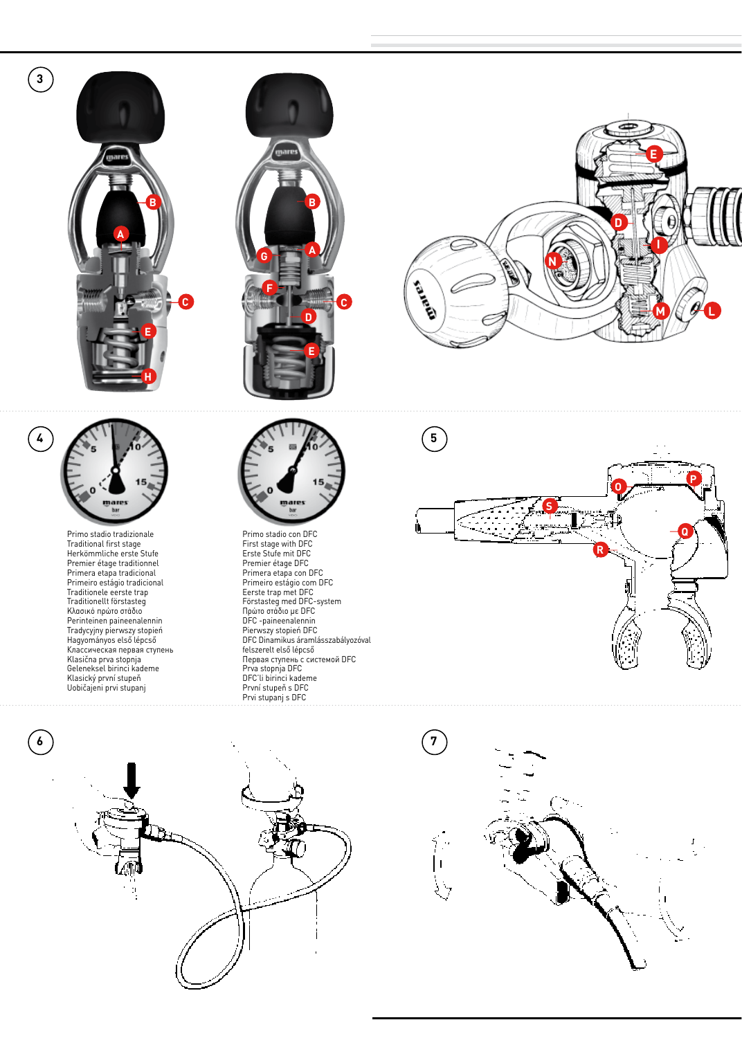Primo stadio tradizionale
Traditional first stage
Herkömmliche erste Stufe
Premier étage traditionnel
Primera etapa tradicional
Primeiro estágio tradicional
Traditionele eerste trap
Traditionellt förstasteg
Κλασικό πρώτο στάδιο
Perinteinen paineenalennin
Tradycyjny pierwszy stopień
Hagyományos első lépcső
Классическая первая ступень
Klasična prva stopnja
Geleneksel birinci kademe
Klasický první stupeň
Uobičajeni prvi stupanj

Primo stadio con DFC
First stage with DFC
Erste Stufe mit DFC
Premier étage DFC
Primera etapa con DFC
Primeiro estágio com DFC
Eerste trap met DFC
Förstasteg med DFC-system
Πρώτο στάδιο με DFC
DFC -paineenalennin
Pierwszy stopień DFC
DFC Dinamikus áramlásszabályozóval felszerelt első lépcső
Первая ступень с системой DFC
Prva stopnja DFC
DFC'li birinci kademe
První stupeň s DFC
Prvi stupanj s DFC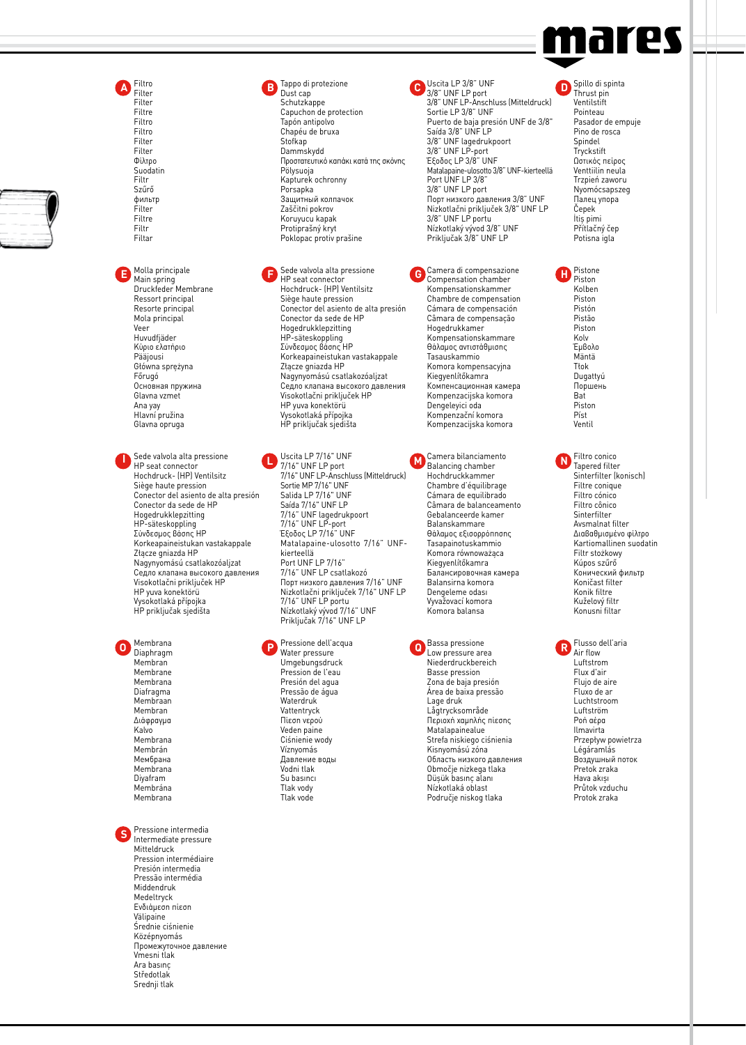**A**

Filtro
Filter
Filter
Filtre
Filtro
Filtro
Filter
Filter
Φίλτρο
Suodatin
Filtr
Szűrő
фильтр
Filter
Filtre
Filtr
Filtar

**B**

Tappo di protezione
Dust cap
Schutzkappe
Capuchon de protection
Tapón antipolvo
Chapéu de bruxa
Stofkap
Dammskydd
Προστατευτικό καπάκι κατά της σκόνης
Pölysuoja
Kapturek ochronny
Porsapka
Защитный колпачок
Zaščitni pokrov
Koruyucu kapak
Protiprašný kryt
Poklopac protiv prašine

**C**

Uscita LP 3/8" UNF
3/8" UNF LP port
3/8" UNF LP-Anschluss (Mitteldruck)
Sortie LP 3/8" UNF
Puerto de baja presión UNF de 3/8"
Saída 3/8" UNF LP
3/8" UNF lagedrukpoort
3/8" UNF LP-port
Έξοδος LP 3/8" UNF
Matalapaine-ulosotto 3/8" UNF-kierteellä
Port UNF LP 3/8"
3/8" UNF LP port
Порт низкого давления 3/8" UNF
Nizkotlačni priključek 3/8" UNF LP
3/8" UNF LP portu
Nízkotlaký vývod 3/8" UNF
Priključak 3/8" UNF LP

**D**

Spillo di spinta
Thrust pin
Ventilstift
Pointeau
Pasador de empuje
Pino de rosca
Spindel
Tryckstift
Ωστικός πείρος
Venttiilin neula
Trzpień zaworu
Nyomócsapszeg
Палец упора
Čepek
İtiş pimi
Přítlačný čep
Potisna igla

**E**

Molla principale
Main spring
Druckfeder Membrane
Ressort principal
Resorte principal
Mola principal
Veer
Huvudfjäder
Κύριο ελατήριο
Pääjousi
Główna sprężyna
Főrugó
Основная пружина
Glavna vzmet
Ana yay
Hlavní pružina
Glavna opruga

**F**

Sede valvola alta pressione
HP seat connector
Hochdruck- (HP) Ventilsitz
Siège haute pression
Conector del asiento de alta presión
Conector da sede de HP
Hogedrukklepzitting
HP-säteskoppling
Σύνδεσμος βάσης HP
Korkeapaineistukan vastakappale
Złącze gniazda HP
Nagynyomású csatlakozóaljzat
Седло клапана высокого давления
Visokotlačni priključek HP
HP yuva konektörü
Vysokotlaká přípojka
HP priključak sjedišta

**G**

Camera di compensazione
Compensation chamber
Kompensationskammer
Chambre de compensation
Cámara de compensación
Câmara de compensação
Hogedrukkamer
Kompensationskammare
Θάλαμος αντιστάθμισης
Tasauskammio
Komora kompensacyjna
Kiegyenlítőkamra
Компенсационная камера
Kompenzacijska komora
Dengeleyici oda
Kompenzační komora
Kompenzacijska komora

**H**

Pistone
Piston
Kolben
Piston
Pistón
Pistão
Piston
Kolv
Έμβολο
Mäntä
Tłok
Dugattyú
Поршень
Bat
Piston
Píst
Ventil

**I**

Sede valvola alta pressione
HP seat connector
Hochdruck- (HP) Ventilsitz
Siège haute pression
Conector del asiento de alta presión
Conector da sede de HP
Hogedrukklepzitting
HP-säteskoppling
Σύνδεσμος βάσης HP
Korkeapaineistukan vastakappale
Złącze gniazda HP
Nagynyomású csatlakozóaljzat
Седло клапана высокого давления
Visokotlačni priključek HP
HP yuva konektörü
Vysokotlaká přípojka
HP priključak sjedišta

**L**

Uscita LP 7/16" UNF
7/16" UNF LP port
7/16" UNF LP-Anschluss (Mitteldruck)
Sortie MP 7/16" UNF
Salida LP 7/16" UNF
Saída LP 7/16" UNF
7/16" UNF lagedrukpoort
7/16" UNF LP-port
Έξοδος LP 7/16" UNF
Matalapaine-ulosotto 7/16" UNF-kierteellä
Port UNF LP 7/16"
7/16" UNF LP csatlakozó
Порт низкого давления 7/16" UNF
Nizkotlačni priključek 7/16" UNF LP
7/16" UNF LP portu
Nízkotlaký vývod 7/16" UNF
Priključak 7/16" UNF LP

**M**

Camera bilanciamento
Balancing chamber
Hochdruckkammer
Chambre d'équilibrage
Cámara de equilibrado
Câmara de balanceamento
Gebalanceerde kamer
Balanskammare
Θάλαμος εξισορρόπησης
Tasapainotuskammio
Komora równoważąca
Kiegyenlítőkamra
Балансировочная камера
Balansirna komora
Dengeleme odası
Vyvažovací komora
Komora balansa

**N**

Filtro conico
Tapered filter
Sinterfilter (konisch)
Filtre conique
Filtro cónico
Filtro cônico
Sinterfilter
Avsmalnat filter
Διαβαθμισμένο φίλτρο
Kartiomallinen suodatin
Filtr stożkowy
Kúpos szűrő
Конический фильтр
Koničast filter
Konik filtre
Kuželový filtr
Konusni filtar

**O**

Membrana
Diaphragm
Membran
Membrane
Membrana
Diafragma
Membraan
Membran
Διάφραγμα
Kalvo
Membrana
Membrán
Мембрана
Membrana
Diyafram
Membrána
Membrana

**P**

Pressione dell'acqua
Water pressure
Umgebungsdruck
Pression de l'eau
Presión del agua
Pressão de água
Waterdruk
Vattentryck
Πίεση νερού
Veden paine
Ciśnienie wody
Víznyomás
Давление воды
Vodni tlak
Su basıncı
Tlak vody
Tlak vode

**Q**

Bassa pressione
Low pressure area
Niederdruckbereich
Basse pression
Zona de baja presión
Área de baixa pressão
Lage druk
Lågtrycksområde
Περιοχή χαμηλής πίεσης
Matalapainealue
Strefa niskiego ciśnienia
Kisnyomású zóna
Область низкого давления
Območje nizkega tlaka
Düşük basınç alanı
Nízkotlaká oblast
Područje niskog tlaka

**R**

Flusso dell'aria
Air flow
Luftstrom
Flux d'air
Flujo de aire
Fluxo de ar
Luchtstroom
Luftström
Ροή αέρα
Ilmavirta
Przepływ powietrza
Légáramlás
Воздушный поток
Pretok zraka
Hava akışı
Průtok vzduchu
Protok zraka

**S**

Pressione intermedia
Intermediate pressure
Mitteldruck
Pression intermédiaire
Presión intermedia
Pressão intermédia
Middendruk
Medeltryck
Ενδιάμεση πίεση
Välipaine
Średnie ciśnienie
Középnyomás
Промежуточное давление
Vmesni tlak
Ara basınç
Středotlak
Srednji tlak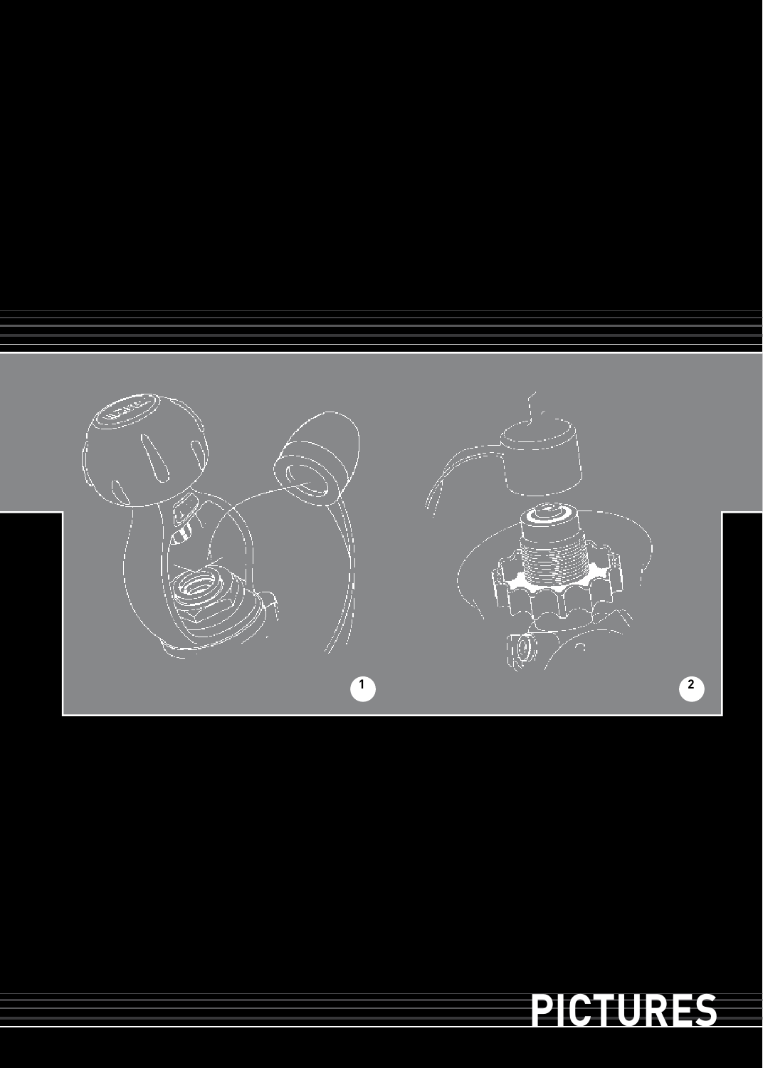1

2

# PICTURES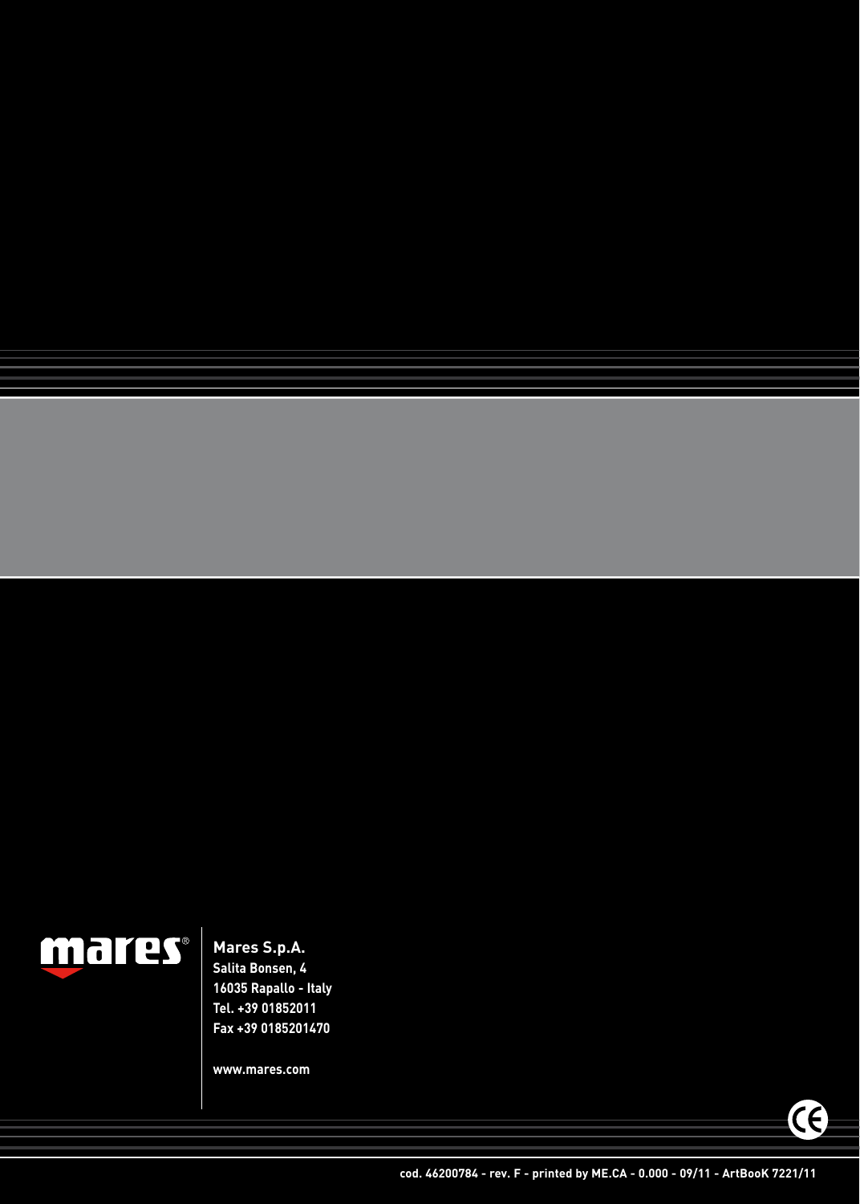mares®

**Mares S.p.A.**
Salita Bonsen, 4
16035 Rapallo - Italy
Tel. +39 01852011
Fax +39 0185201470

www.mares.com

cod. 46200784 - rev. F - printed by ME.CA - 0.000 - 09/11 - ArtBooK 7221/11